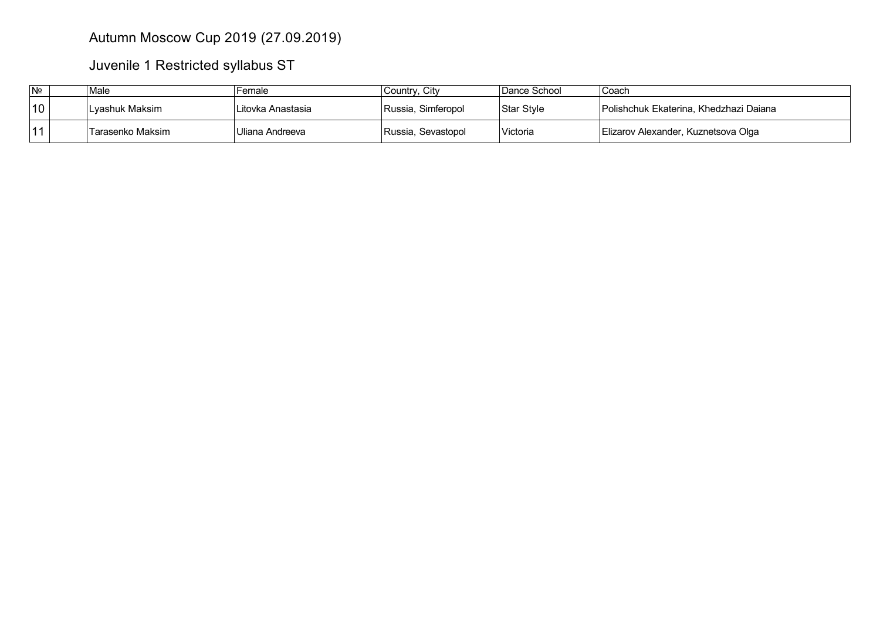# Autumn Moscow Cup 2019 (27.09.2019)

## Juvenile 1 Restricted syllabus ST

| № | | Male | Female | Country, City | Dance School | Coach |
|---|---|---|---|---|---|---|
| 10 | | Lyashuk Maksim | Litovka Anastasia | Russia, Simferopol | Star Style | Polishchuk Ekaterina, Khedzhazi Daiana |
| 11 | | Tarasenko Maksim | Uliana Andreeva | Russia, Sevastopol | Victoria | Elizarov Alexander, Kuznetsova Olga |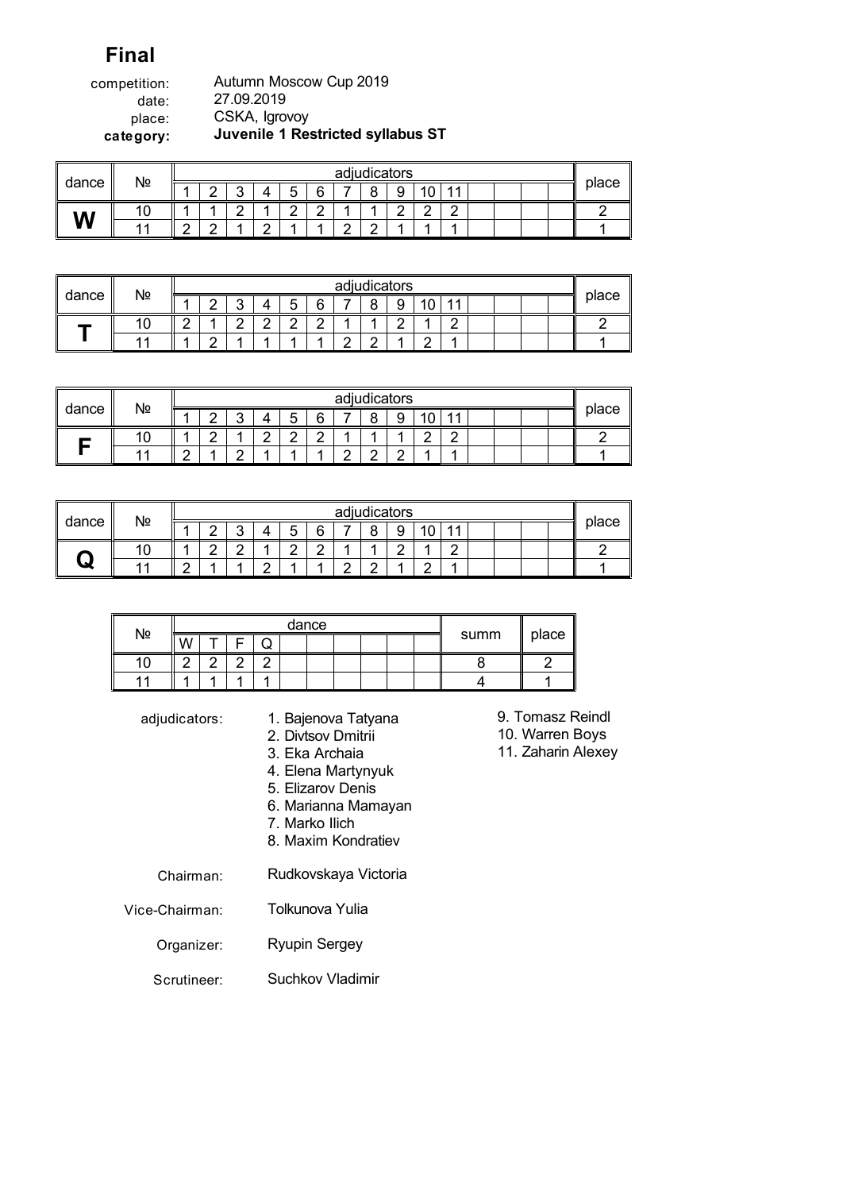# Final

competition: Autumn Moscow Cup 2019
date: 27.09.2019
place: CSKA, Igrovoy
**category: Juvenile 1 Restricted syllabus ST**

| dance | № | adjudicators | | | | | | | | | | | | | | | place |
|---|---|---|---|---|---|---|---|---|---|---|---|---|---|---|---|---|---|
| | | 1 | 2 | 3 | 4 | 5 | 6 | 7 | 8 | 9 | 10 | 11 | | | | | |
| **W** | 10 | 1 | 1 | 2 | 1 | 2 | 2 | 1 | 1 | 2 | 2 | 2 | | | | | 2 |
| | 11 | 2 | 2 | 1 | 2 | 1 | 1 | 2 | 2 | 1 | 1 | 1 | | | | | 1 |

| dance | № | adjudicators | | | | | | | | | | | | | | | place |
|---|---|---|---|---|---|---|---|---|---|---|---|---|---|---|---|---|---|
| | | 1 | 2 | 3 | 4 | 5 | 6 | 7 | 8 | 9 | 10 | 11 | | | | | |
| **T** | 10 | 2 | 1 | 2 | 2 | 2 | 2 | 1 | 1 | 2 | 1 | 2 | | | | | 2 |
| | 11 | 1 | 2 | 1 | 1 | 1 | 1 | 2 | 2 | 1 | 2 | 1 | | | | | 1 |

| dance | № | adjudicators | | | | | | | | | | | | | | | place |
|---|---|---|---|---|---|---|---|---|---|---|---|---|---|---|---|---|---|
| | | 1 | 2 | 3 | 4 | 5 | 6 | 7 | 8 | 9 | 10 | 11 | | | | | |
| **F** | 10 | 1 | 2 | 1 | 2 | 2 | 2 | 1 | 1 | 1 | 2 | 2 | | | | | 2 |
| | 11 | 2 | 1 | 2 | 1 | 1 | 1 | 2 | 2 | 2 | 1 | 1 | | | | | 1 |

| dance | № | adjudicators | | | | | | | | | | | | | | | place |
|---|---|---|---|---|---|---|---|---|---|---|---|---|---|---|---|---|---|
| | | 1 | 2 | 3 | 4 | 5 | 6 | 7 | 8 | 9 | 10 | 11 | | | | | |
| **Q** | 10 | 1 | 2 | 2 | 1 | 2 | 2 | 1 | 1 | 2 | 1 | 2 | | | | | 2 |
| | 11 | 2 | 1 | 1 | 2 | 1 | 1 | 2 | 2 | 1 | 2 | 1 | | | | | 1 |

| № | dance | | | | | | | | | | summ | place |
|---|---|---|---|---|---|---|---|---|---|---|---|---|
| | W | T | F | Q | | | | | | | | |
| 10 | 2 | 2 | 2 | 2 | | | | | | | 8 | 2 |
| 11 | 1 | 1 | 1 | 1 | | | | | | | 4 | 1 |

adjudicators:
1. Bajenova Tatyana
2. Divtsov Dmitrii
3. Eka Archaia
4. Elena Martynyuk
5. Elizarov Denis
6. Marianna Mamayan
7. Marko Ilich
8. Maxim Kondratiev
9. Tomasz Reindl
10. Warren Boys
11. Zaharin Alexey

Chairman: Rudkovskaya Victoria

Vice-Chairman: Tolkunova Yulia

Organizer: Ryupin Sergey

Scrutineer: Suchkov Vladimir